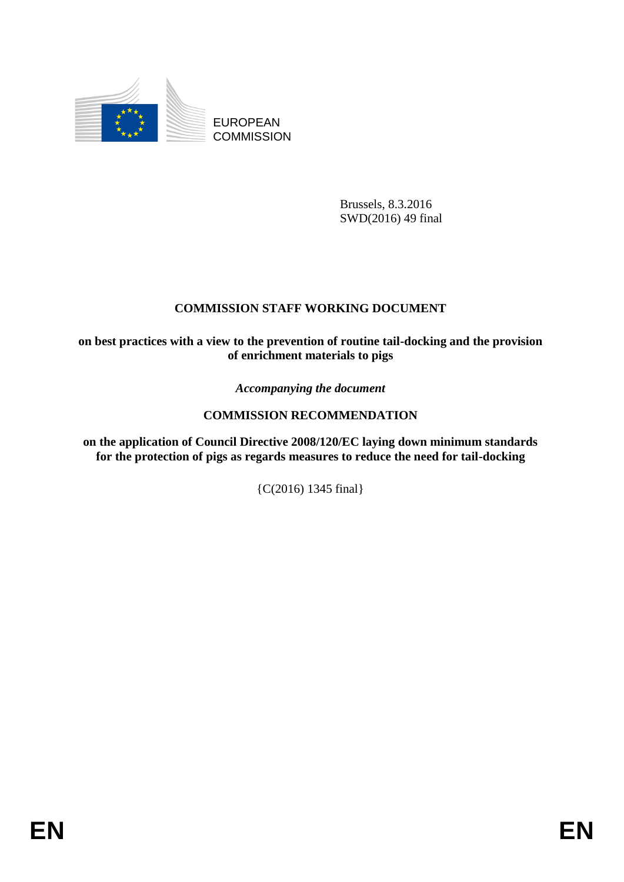EUROPEAN COMMISSION

Brussels, 8.3.2016
SWD(2016) 49 final

# COMMISSION STAFF WORKING DOCUMENT

**on best practices with a view to the prevention of routine tail-docking and the provision of enrichment materials to pigs**

*Accompanying the document*

**COMMISSION RECOMMENDATION**

**on the application of Council Directive 2008/120/EC laying down minimum standards for the protection of pigs as regards measures to reduce the need for tail-docking**

{C(2016) 1345 final}

EN EN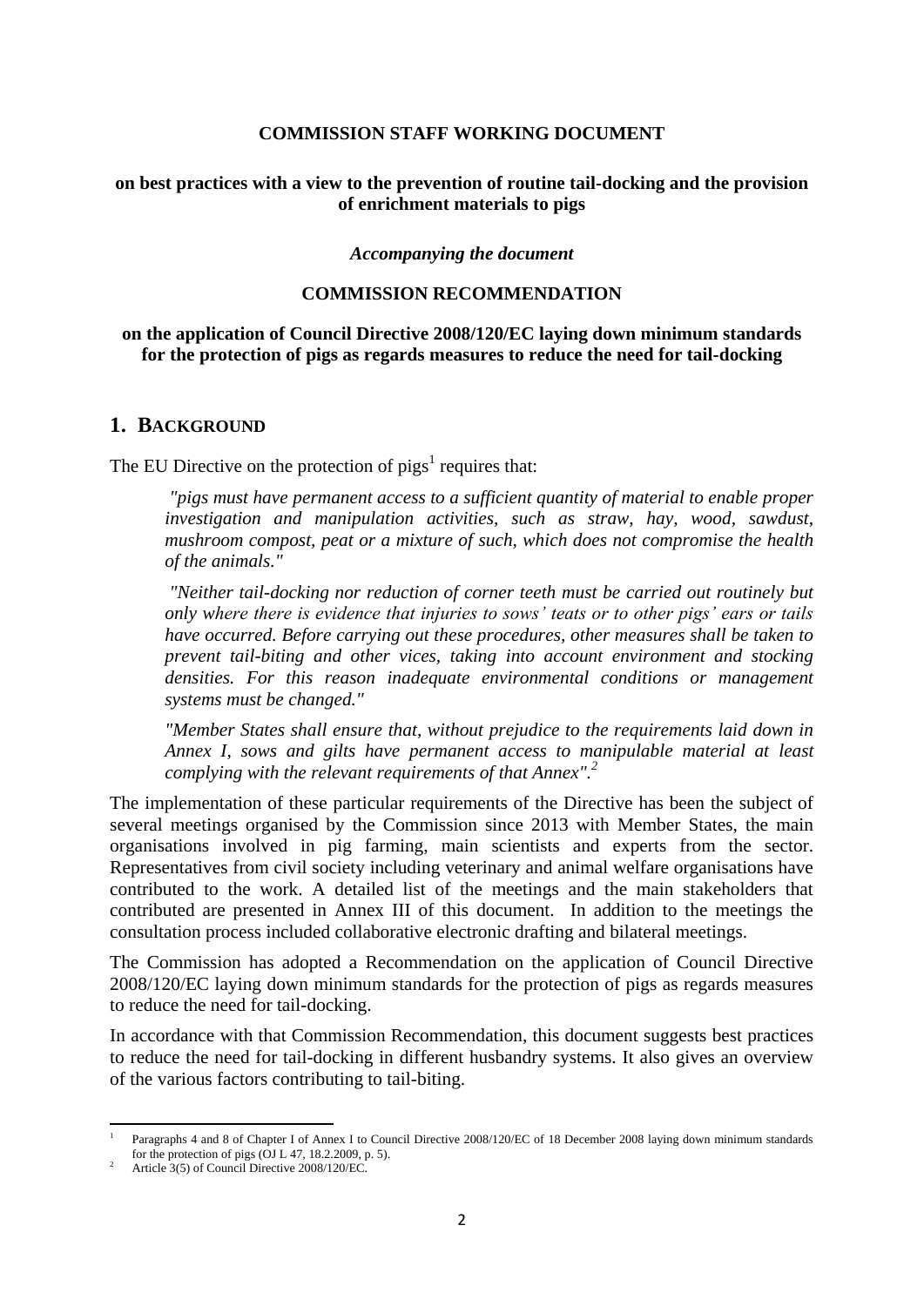**COMMISSION STAFF WORKING DOCUMENT**

**on best practices with a view to the prevention of routine tail-docking and the provision of enrichment materials to pigs**

***Accompanying the document***

**COMMISSION RECOMMENDATION**

**on the application of Council Directive 2008/120/EC laying down minimum standards for the protection of pigs as regards measures to reduce the need for tail-docking**

## 1. BACKGROUND

The EU Directive on the protection of pigs[1] requires that:

> *"pigs must have permanent access to a sufficient quantity of material to enable proper investigation and manipulation activities, such as straw, hay, wood, sawdust, mushroom compost, peat or a mixture of such, which does not compromise the health of the animals."*
>
> *"Neither tail-docking nor reduction of corner teeth must be carried out routinely but only where there is evidence that injuries to sows' teats or to other pigs' ears or tails have occurred. Before carrying out these procedures, other measures shall be taken to prevent tail-biting and other vices, taking into account environment and stocking densities. For this reason inadequate environmental conditions or management systems must be changed."*
>
> *"Member States shall ensure that, without prejudice to the requirements laid down in Annex I, sows and gilts have permanent access to manipulable material at least complying with the relevant requirements of that Annex".*[2]

The implementation of these particular requirements of the Directive has been the subject of several meetings organised by the Commission since 2013 with Member States, the main organisations involved in pig farming, main scientists and experts from the sector. Representatives from civil society including veterinary and animal welfare organisations have contributed to the work. A detailed list of the meetings and the main stakeholders that contributed are presented in Annex III of this document. In addition to the meetings the consultation process included collaborative electronic drafting and bilateral meetings.

The Commission has adopted a Recommendation on the application of Council Directive 2008/120/EC laying down minimum standards for the protection of pigs as regards measures to reduce the need for tail-docking.

In accordance with that Commission Recommendation, this document suggests best practices to reduce the need for tail-docking in different husbandry systems. It also gives an overview of the various factors contributing to tail-biting.

---

[1] Paragraphs 4 and 8 of Chapter I of Annex I to Council Directive 2008/120/EC of 18 December 2008 laying down minimum standards for the protection of pigs (OJ L 47, 18.2.2009, p. 5).

[2] Article 3(5) of Council Directive 2008/120/EC.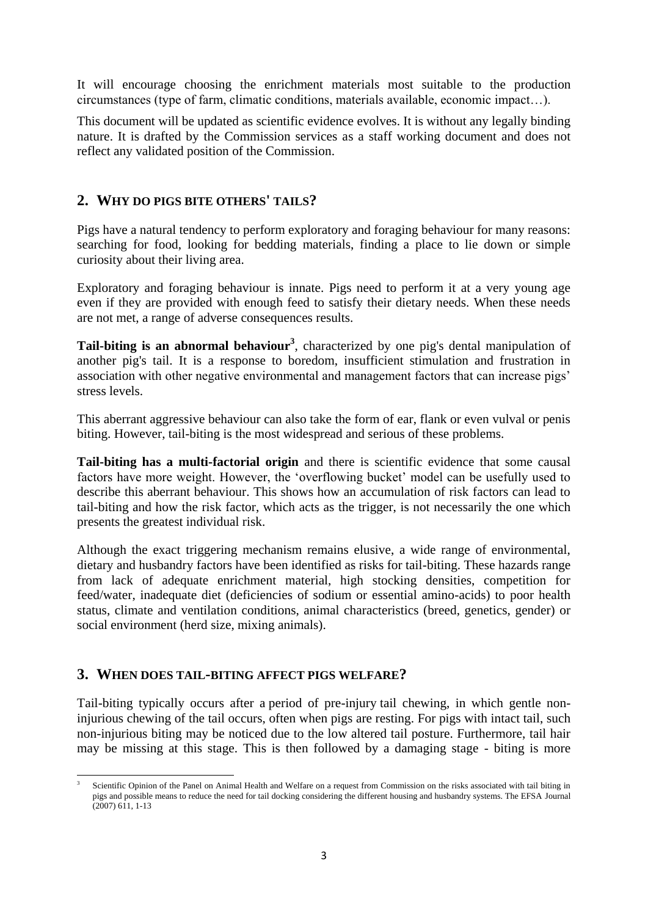It will encourage choosing the enrichment materials most suitable to the production circumstances (type of farm, climatic conditions, materials available, economic impact…).

This document will be updated as scientific evidence evolves. It is without any legally binding nature. It is drafted by the Commission services as a staff working document and does not reflect any validated position of the Commission.

## 2. WHY DO PIGS BITE OTHERS' TAILS?

Pigs have a natural tendency to perform exploratory and foraging behaviour for many reasons: searching for food, looking for bedding materials, finding a place to lie down or simple curiosity about their living area.

Exploratory and foraging behaviour is innate. Pigs need to perform it at a very young age even if they are provided with enough feed to satisfy their dietary needs. When these needs are not met, a range of adverse consequences results.

**Tail-biting is an abnormal behaviour**[3], characterized by one pig's dental manipulation of another pig's tail. It is a response to boredom, insufficient stimulation and frustration in association with other negative environmental and management factors that can increase pigs' stress levels.

This aberrant aggressive behaviour can also take the form of ear, flank or even vulval or penis biting. However, tail-biting is the most widespread and serious of these problems.

**Tail-biting has a multi-factorial origin** and there is scientific evidence that some causal factors have more weight. However, the 'overflowing bucket' model can be usefully used to describe this aberrant behaviour. This shows how an accumulation of risk factors can lead to tail-biting and how the risk factor, which acts as the trigger, is not necessarily the one which presents the greatest individual risk.

Although the exact triggering mechanism remains elusive, a wide range of environmental, dietary and husbandry factors have been identified as risks for tail-biting. These hazards range from lack of adequate enrichment material, high stocking densities, competition for feed/water, inadequate diet (deficiencies of sodium or essential amino-acids) to poor health status, climate and ventilation conditions, animal characteristics (breed, genetics, gender) or social environment (herd size, mixing animals).

## 3. WHEN DOES TAIL-BITING AFFECT PIGS WELFARE?

Tail-biting typically occurs after a period of pre-injury tail chewing, in which gentle non-injurious chewing of the tail occurs, often when pigs are resting. For pigs with intact tail, such non-injurious biting may be noticed due to the low altered tail posture. Furthermore, tail hair may be missing at this stage. This is then followed by a damaging stage - biting is more

[3] Scientific Opinion of the Panel on Animal Health and Welfare on a request from Commission on the risks associated with tail biting in pigs and possible means to reduce the need for tail docking considering the different housing and husbandry systems. The EFSA Journal (2007) 611, 1-13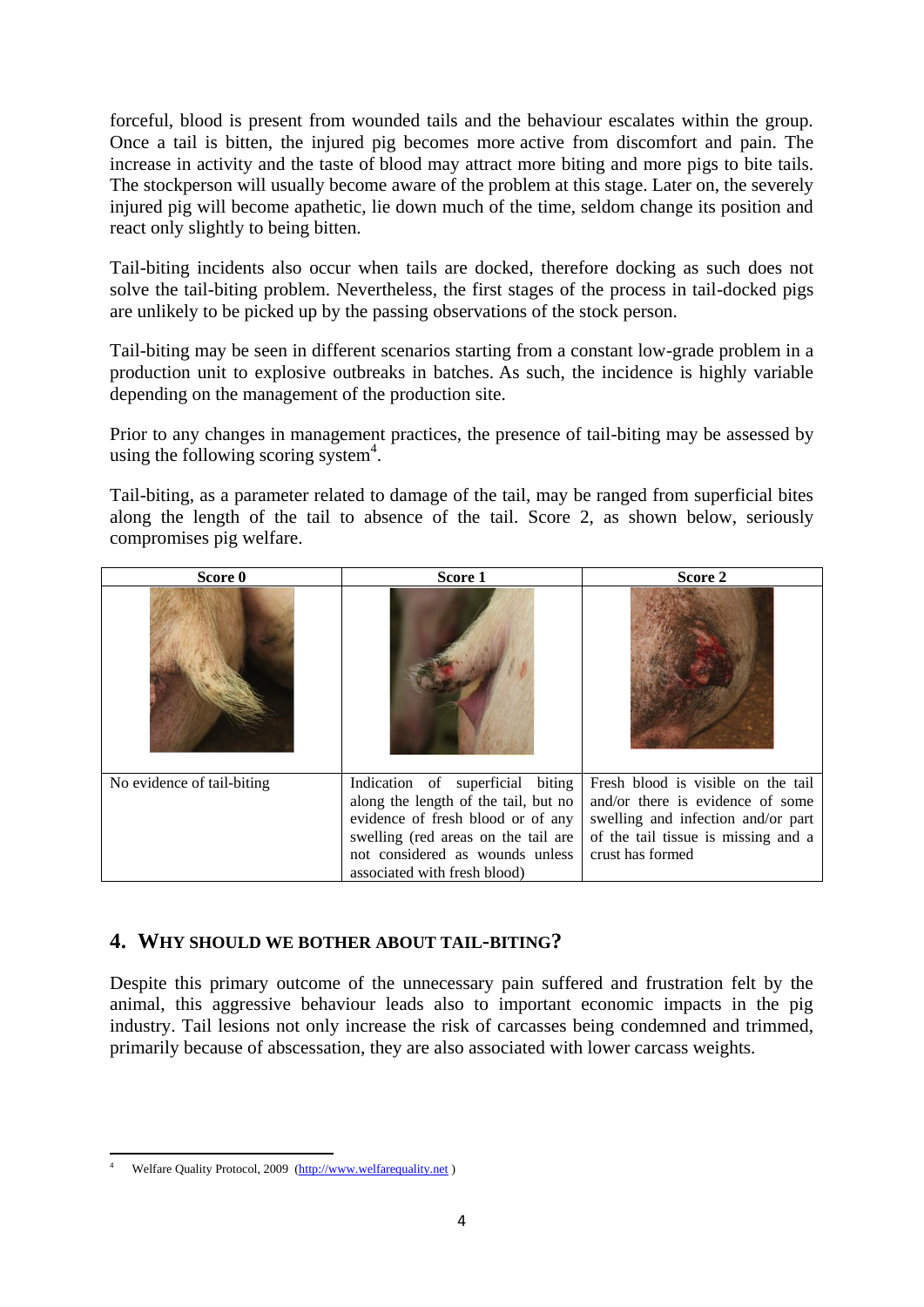forceful, blood is present from wounded tails and the behaviour escalates within the group. Once a tail is bitten, the injured pig becomes more active from discomfort and pain. The increase in activity and the taste of blood may attract more biting and more pigs to bite tails. The stockperson will usually become aware of the problem at this stage. Later on, the severely injured pig will become apathetic, lie down much of the time, seldom change its position and react only slightly to being bitten.

Tail-biting incidents also occur when tails are docked, therefore docking as such does not solve the tail-biting problem. Nevertheless, the first stages of the process in tail-docked pigs are unlikely to be picked up by the passing observations of the stock person.

Tail-biting may be seen in different scenarios starting from a constant low-grade problem in a production unit to explosive outbreaks in batches. As such, the incidence is highly variable depending on the management of the production site.

Prior to any changes in management practices, the presence of tail-biting may be assessed by using the following scoring system[4].

Tail-biting, as a parameter related to damage of the tail, may be ranged from superficial bites along the length of the tail to absence of the tail. Score 2, as shown below, seriously compromises pig welfare.

| Score 0 | Score 1 | Score 2 |
|---|---|---|
| | | |
| No evidence of tail-biting | Indication of superficial biting along the length of the tail, but no evidence of fresh blood or of any swelling (red areas on the tail are not considered as wounds unless associated with fresh blood) | Fresh blood is visible on the tail and/or there is evidence of some swelling and infection and/or part of the tail tissue is missing and a crust has formed |

## 4. WHY SHOULD WE BOTHER ABOUT TAIL-BITING?

Despite this primary outcome of the unnecessary pain suffered and frustration felt by the animal, this aggressive behaviour leads also to important economic impacts in the pig industry. Tail lesions not only increase the risk of carcasses being condemned and trimmed, primarily because of abscessation, they are also associated with lower carcass weights.

---

[4] Welfare Quality Protocol, 2009 (http://www.welfarequality.net )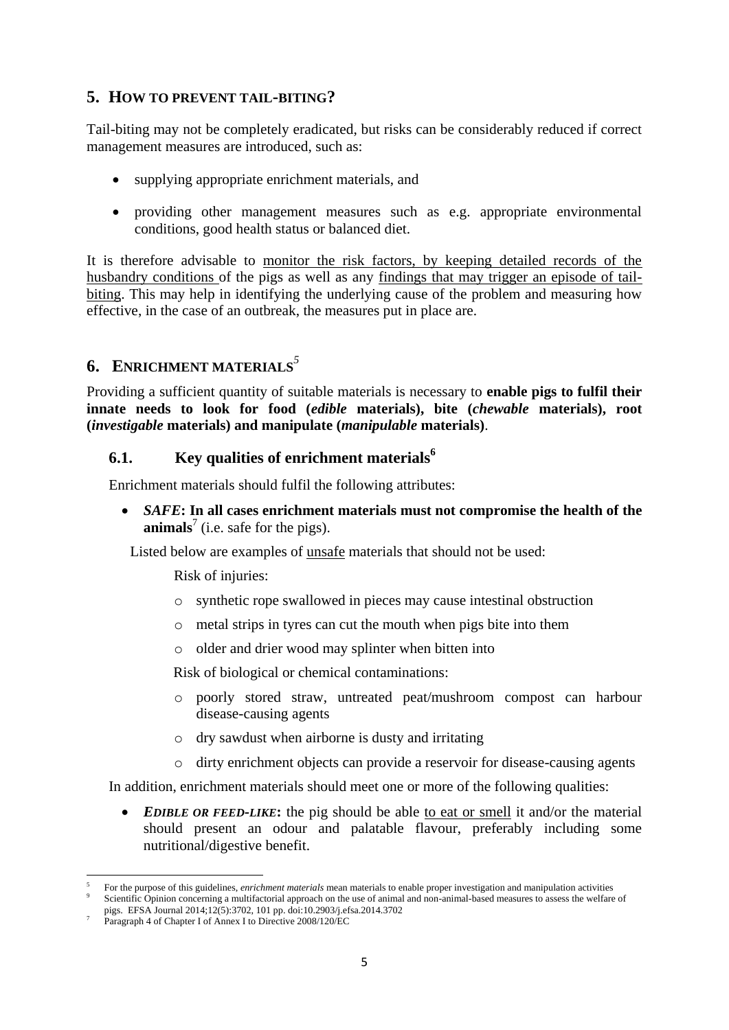## 5. HOW TO PREVENT TAIL-BITING?

Tail-biting may not be completely eradicated, but risks can be considerably reduced if correct management measures are introduced, such as:

- supplying appropriate enrichment materials, and
- providing other management measures such as e.g. appropriate environmental conditions, good health status or balanced diet.

It is therefore advisable to monitor the risk factors, by keeping detailed records of the husbandry conditions of the pigs as well as any findings that may trigger an episode of tail-biting. This may help in identifying the underlying cause of the problem and measuring how effective, in the case of an outbreak, the measures put in place are.

## 6. ENRICHMENT MATERIALS[5]

Providing a sufficient quantity of suitable materials is necessary to **enable pigs to fulfil their innate needs to look for food (*edible* materials), bite (*chewable* materials), root (*investigable* materials) and manipulate (*manipulable* materials)**.

### 6.1. Key qualities of enrichment materials[6]

Enrichment materials should fulfil the following attributes:

- ***SAFE*: In all cases enrichment materials must not compromise the health of the animals**[7] (i.e. safe for the pigs).

Listed below are examples of unsafe materials that should not be used:

Risk of injuries:

- synthetic rope swallowed in pieces may cause intestinal obstruction
- metal strips in tyres can cut the mouth when pigs bite into them
- older and drier wood may splinter when bitten into

Risk of biological or chemical contaminations:

- poorly stored straw, untreated peat/mushroom compost can harbour disease-causing agents
- dry sawdust when airborne is dusty and irritating
- dirty enrichment objects can provide a reservoir for disease-causing agents

In addition, enrichment materials should meet one or more of the following qualities:

- ***EDIBLE OR FEED-LIKE*:** the pig should be able to eat or smell it and/or the material should present an odour and palatable flavour, preferably including some nutritional/digestive benefit.

---

[5] For the purpose of this guidelines, *enrichment materials* mean materials to enable proper investigation and manipulation activities

[9] Scientific Opinion concerning a multifactorial approach on the use of animal and non-animal-based measures to assess the welfare of pigs. EFSA Journal 2014;12(5):3702, 101 pp. doi:10.2903/j.efsa.2014.3702

[7] Paragraph 4 of Chapter I of Annex I to Directive 2008/120/EC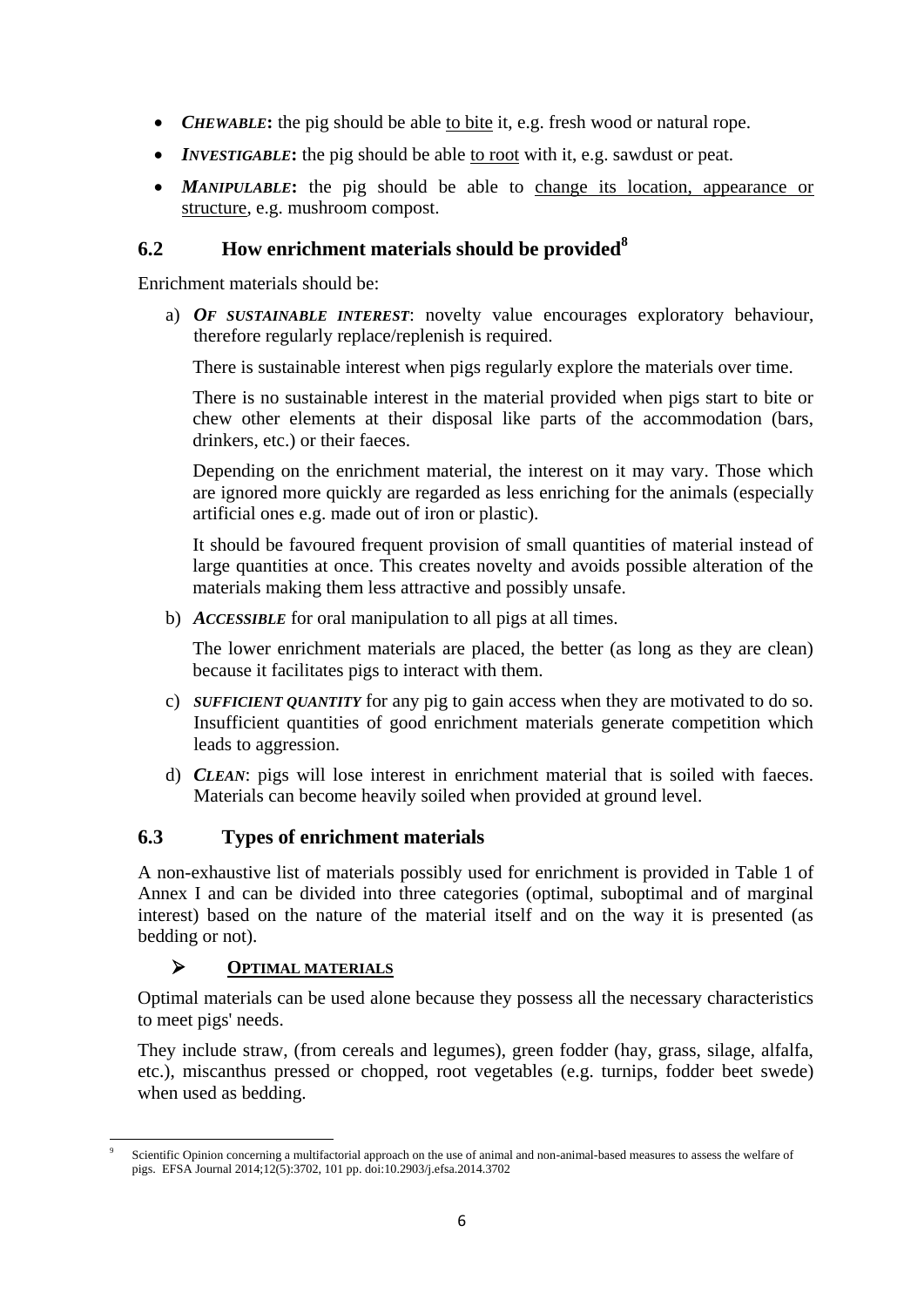- ***CHEWABLE*:** the pig should be able to bite it, e.g. fresh wood or natural rope.
- ***INVESTIGABLE*:** the pig should be able to root with it, e.g. sawdust or peat.
- ***MANIPULABLE*:** the pig should be able to change its location, appearance or structure, e.g. mushroom compost.

## 6.2 How enrichment materials should be provided[8]

Enrichment materials should be:

a) ***OF SUSTAINABLE INTEREST***: novelty value encourages exploratory behaviour, therefore regularly replace/replenish is required.

   There is sustainable interest when pigs regularly explore the materials over time.

   There is no sustainable interest in the material provided when pigs start to bite or chew other elements at their disposal like parts of the accommodation (bars, drinkers, etc.) or their faeces.

   Depending on the enrichment material, the interest on it may vary. Those which are ignored more quickly are regarded as less enriching for the animals (especially artificial ones e.g. made out of iron or plastic).

   It should be favoured frequent provision of small quantities of material instead of large quantities at once. This creates novelty and avoids possible alteration of the materials making them less attractive and possibly unsafe.

b) ***ACCESSIBLE*** for oral manipulation to all pigs at all times.

   The lower enrichment materials are placed, the better (as long as they are clean) because it facilitates pigs to interact with them.

c) ***SUFFICIENT QUANTITY*** for any pig to gain access when they are motivated to do so. Insufficient quantities of good enrichment materials generate competition which leads to aggression.

d) ***CLEAN***: pigs will lose interest in enrichment material that is soiled with faeces. Materials can become heavily soiled when provided at ground level.

## 6.3 Types of enrichment materials

A non-exhaustive list of materials possibly used for enrichment is provided in Table 1 of Annex I and can be divided into three categories (optimal, suboptimal and of marginal interest) based on the nature of the material itself and on the way it is presented (as bedding or not).

- **OPTIMAL MATERIALS**

Optimal materials can be used alone because they possess all the necessary characteristics to meet pigs' needs.

They include straw, (from cereals and legumes), green fodder (hay, grass, silage, alfalfa, etc.), miscanthus pressed or chopped, root vegetables (e.g. turnips, fodder beet swede) when used as bedding.

---

[9] Scientific Opinion concerning a multifactorial approach on the use of animal and non-animal-based measures to assess the welfare of pigs. EFSA Journal 2014;12(5):3702, 101 pp. doi:10.2903/j.efsa.2014.3702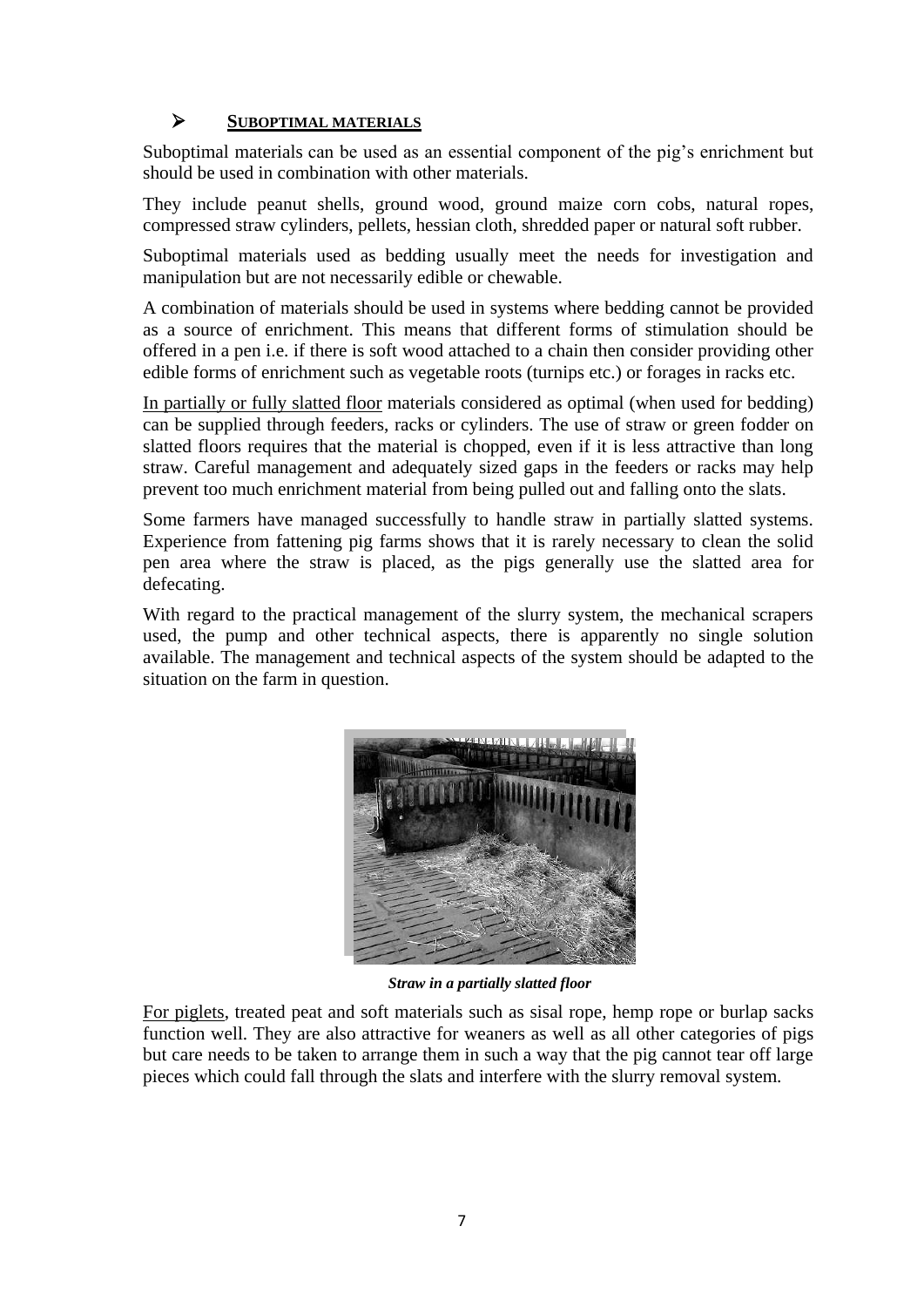- **SUBOPTIMAL MATERIALS**

Suboptimal materials can be used as an essential component of the pig's enrichment but should be used in combination with other materials.

They include peanut shells, ground wood, ground maize corn cobs, natural ropes, compressed straw cylinders, pellets, hessian cloth, shredded paper or natural soft rubber.

Suboptimal materials used as bedding usually meet the needs for investigation and manipulation but are not necessarily edible or chewable.

A combination of materials should be used in systems where bedding cannot be provided as a source of enrichment. This means that different forms of stimulation should be offered in a pen i.e. if there is soft wood attached to a chain then consider providing other edible forms of enrichment such as vegetable roots (turnips etc.) or forages in racks etc.

In partially or fully slatted floor materials considered as optimal (when used for bedding) can be supplied through feeders, racks or cylinders. The use of straw or green fodder on slatted floors requires that the material is chopped, even if it is less attractive than long straw. Careful management and adequately sized gaps in the feeders or racks may help prevent too much enrichment material from being pulled out and falling onto the slats.

Some farmers have managed successfully to handle straw in partially slatted systems. Experience from fattening pig farms shows that it is rarely necessary to clean the solid pen area where the straw is placed, as the pigs generally use the slatted area for defecating.

With regard to the practical management of the slurry system, the mechanical scrapers used, the pump and other technical aspects, there is apparently no single solution available. The management and technical aspects of the system should be adapted to the situation on the farm in question.

***Straw in a partially slatted floor***

For piglets, treated peat and soft materials such as sisal rope, hemp rope or burlap sacks function well. They are also attractive for weaners as well as all other categories of pigs but care needs to be taken to arrange them in such a way that the pig cannot tear off large pieces which could fall through the slats and interfere with the slurry removal system.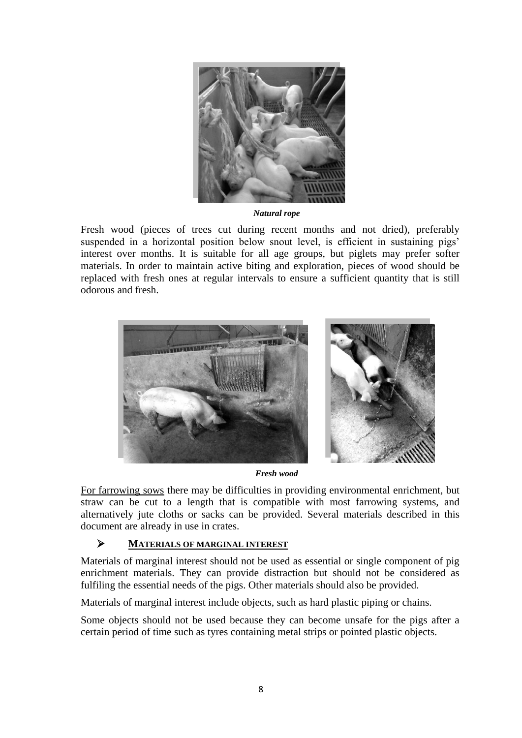*Natural rope*

Fresh wood (pieces of trees cut during recent months and not dried), preferably suspended in a horizontal position below snout level, is efficient in sustaining pigs' interest over months. It is suitable for all age groups, but piglets may prefer softer materials. In order to maintain active biting and exploration, pieces of wood should be replaced with fresh ones at regular intervals to ensure a sufficient quantity that is still odorous and fresh.

*Fresh wood*

For farrowing sows there may be difficulties in providing environmental enrichment, but straw can be cut to a length that is compatible with most farrowing systems, and alternatively jute cloths or sacks can be provided. Several materials described in this document are already in use in crates.

- **MATERIALS OF MARGINAL INTEREST**

Materials of marginal interest should not be used as essential or single component of pig enrichment materials. They can provide distraction but should not be considered as fulfiling the essential needs of the pigs. Other materials should also be provided.

Materials of marginal interest include objects, such as hard plastic piping or chains.

Some objects should not be used because they can become unsafe for the pigs after a certain period of time such as tyres containing metal strips or pointed plastic objects.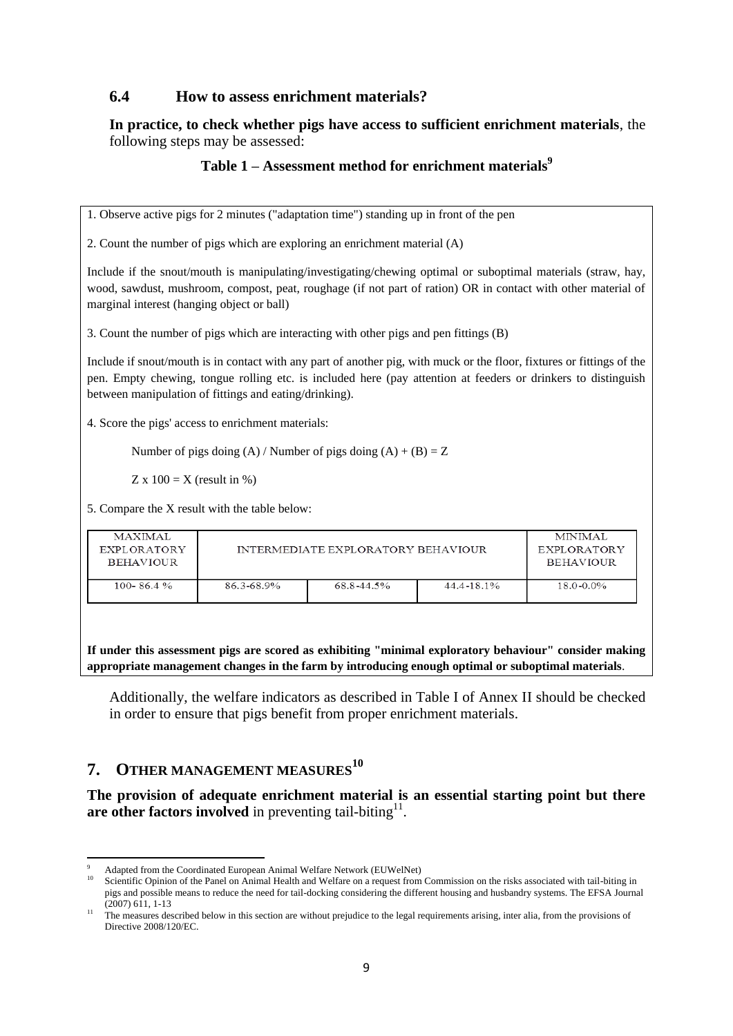### 6.4 How to assess enrichment materials?

**In practice, to check whether pigs have access to sufficient enrichment materials**, the following steps may be assessed:

**Table 1 – Assessment method for enrichment materials**[9]

1. Observe active pigs for 2 minutes ("adaptation time") standing up in front of the pen

2. Count the number of pigs which are exploring an enrichment material (A)

Include if the snout/mouth is manipulating/investigating/chewing optimal or suboptimal materials (straw, hay, wood, sawdust, mushroom, compost, peat, roughage (if not part of ration) OR in contact with other material of marginal interest (hanging object or ball)

3. Count the number of pigs which are interacting with other pigs and pen fittings (B)

Include if snout/mouth is in contact with any part of another pig, with muck or the floor, fixtures or fittings of the pen. Empty chewing, tongue rolling etc. is included here (pay attention at feeders or drinkers to distinguish between manipulation of fittings and eating/drinking).

4. Score the pigs' access to enrichment materials:

Number of pigs doing (A) / Number of pigs doing (A) + (B) = Z

Z x 100 = X (result in %)

5. Compare the X result with the table below:

| MAXIMAL EXPLORATORY BEHAVIOUR | INTERMEDIATE EXPLORATORY BEHAVIOUR | | | MINIMAL EXPLORATORY BEHAVIOUR |
|---|---|---|---|---|
| 100- 86.4 % | 86.3-68.9% | 68.8-44.5% | 44.4-18.1% | 18.0-0.0% |

**If under this assessment pigs are scored as exhibiting "minimal exploratory behaviour" consider making appropriate management changes in the farm by introducing enough optimal or suboptimal materials**.

Additionally, the welfare indicators as described in Table I of Annex II should be checked in order to ensure that pigs benefit from proper enrichment materials.

## 7. OTHER MANAGEMENT MEASURES[10]

**The provision of adequate enrichment material is an essential starting point but there are other factors involved** in preventing tail-biting[11].

---

[9] Adapted from the Coordinated European Animal Welfare Network (EUWelNet)

[10] Scientific Opinion of the Panel on Animal Health and Welfare on a request from Commission on the risks associated with tail-biting in pigs and possible means to reduce the need for tail-docking considering the different housing and husbandry systems. The EFSA Journal (2007) 611, 1-13

[11] The measures described below in this section are without prejudice to the legal requirements arising, inter alia, from the provisions of Directive 2008/120/EC.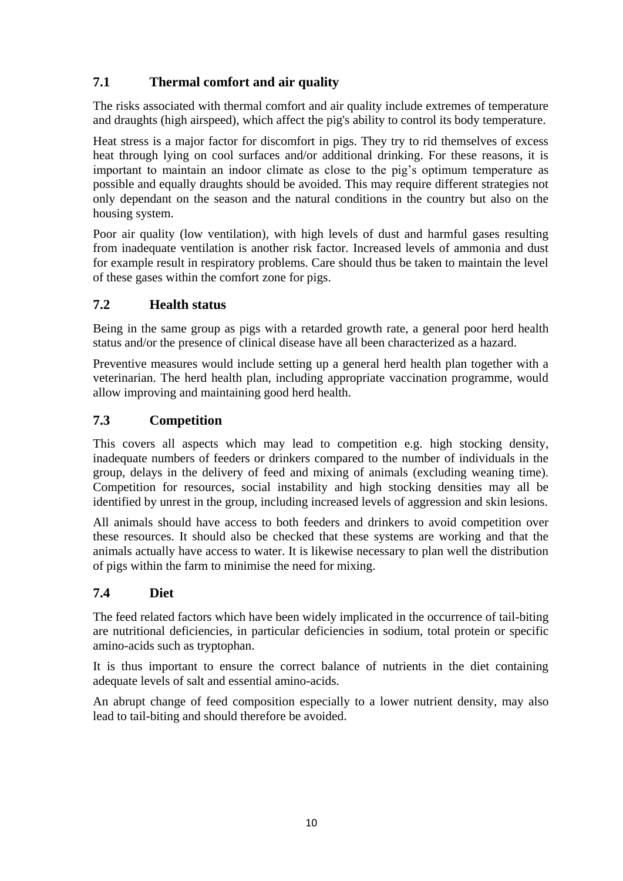## 7.1 Thermal comfort and air quality

The risks associated with thermal comfort and air quality include extremes of temperature and draughts (high airspeed), which affect the pig's ability to control its body temperature.

Heat stress is a major factor for discomfort in pigs. They try to rid themselves of excess heat through lying on cool surfaces and/or additional drinking. For these reasons, it is important to maintain an indoor climate as close to the pig's optimum temperature as possible and equally draughts should be avoided. This may require different strategies not only dependant on the season and the natural conditions in the country but also on the housing system.

Poor air quality (low ventilation), with high levels of dust and harmful gases resulting from inadequate ventilation is another risk factor. Increased levels of ammonia and dust for example result in respiratory problems. Care should thus be taken to maintain the level of these gases within the comfort zone for pigs.

## 7.2 Health status

Being in the same group as pigs with a retarded growth rate, a general poor herd health status and/or the presence of clinical disease have all been characterized as a hazard.

Preventive measures would include setting up a general herd health plan together with a veterinarian. The herd health plan, including appropriate vaccination programme, would allow improving and maintaining good herd health.

## 7.3 Competition

This covers all aspects which may lead to competition e.g. high stocking density, inadequate numbers of feeders or drinkers compared to the number of individuals in the group, delays in the delivery of feed and mixing of animals (excluding weaning time). Competition for resources, social instability and high stocking densities may all be identified by unrest in the group, including increased levels of aggression and skin lesions.

All animals should have access to both feeders and drinkers to avoid competition over these resources. It should also be checked that these systems are working and that the animals actually have access to water. It is likewise necessary to plan well the distribution of pigs within the farm to minimise the need for mixing.

## 7.4 Diet

The feed related factors which have been widely implicated in the occurrence of tail-biting are nutritional deficiencies, in particular deficiencies in sodium, total protein or specific amino-acids such as tryptophan.

It is thus important to ensure the correct balance of nutrients in the diet containing adequate levels of salt and essential amino-acids.

An abrupt change of feed composition especially to a lower nutrient density, may also lead to tail-biting and should therefore be avoided.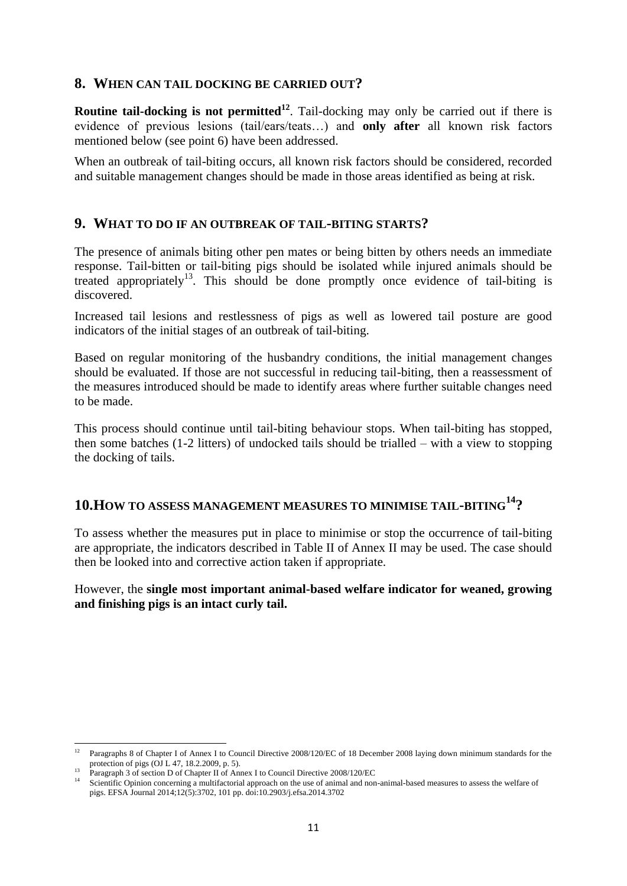## 8. WHEN CAN TAIL DOCKING BE CARRIED OUT?

**Routine tail-docking is not permitted**[12]. Tail-docking may only be carried out if there is evidence of previous lesions (tail/ears/teats…) and **only after** all known risk factors mentioned below (see point 6) have been addressed.

When an outbreak of tail-biting occurs, all known risk factors should be considered, recorded and suitable management changes should be made in those areas identified as being at risk.

## 9. WHAT TO DO IF AN OUTBREAK OF TAIL-BITING STARTS?

The presence of animals biting other pen mates or being bitten by others needs an immediate response. Tail-bitten or tail-biting pigs should be isolated while injured animals should be treated appropriately[13]. This should be done promptly once evidence of tail-biting is discovered.

Increased tail lesions and restlessness of pigs as well as lowered tail posture are good indicators of the initial stages of an outbreak of tail-biting.

Based on regular monitoring of the husbandry conditions, the initial management changes should be evaluated. If those are not successful in reducing tail-biting, then a reassessment of the measures introduced should be made to identify areas where further suitable changes need to be made.

This process should continue until tail-biting behaviour stops. When tail-biting has stopped, then some batches (1-2 litters) of undocked tails should be trialled – with a view to stopping the docking of tails.

## 10. HOW TO ASSESS MANAGEMENT MEASURES TO MINIMISE TAIL-BITING[14]?

To assess whether the measures put in place to minimise or stop the occurrence of tail-biting are appropriate, the indicators described in Table II of Annex II may be used. The case should then be looked into and corrective action taken if appropriate.

However, the **single most important animal-based welfare indicator for weaned, growing and finishing pigs is an intact curly tail.**

---

[12] Paragraphs 8 of Chapter I of Annex I to Council Directive 2008/120/EC of 18 December 2008 laying down minimum standards for the protection of pigs (OJ L 47, 18.2.2009, p. 5).

[13] Paragraph 3 of section D of Chapter II of Annex I to Council Directive 2008/120/EC

[14] Scientific Opinion concerning a multifactorial approach on the use of animal and non-animal-based measures to assess the welfare of pigs. EFSA Journal 2014;12(5):3702, 101 pp. doi:10.2903/j.efsa.2014.3702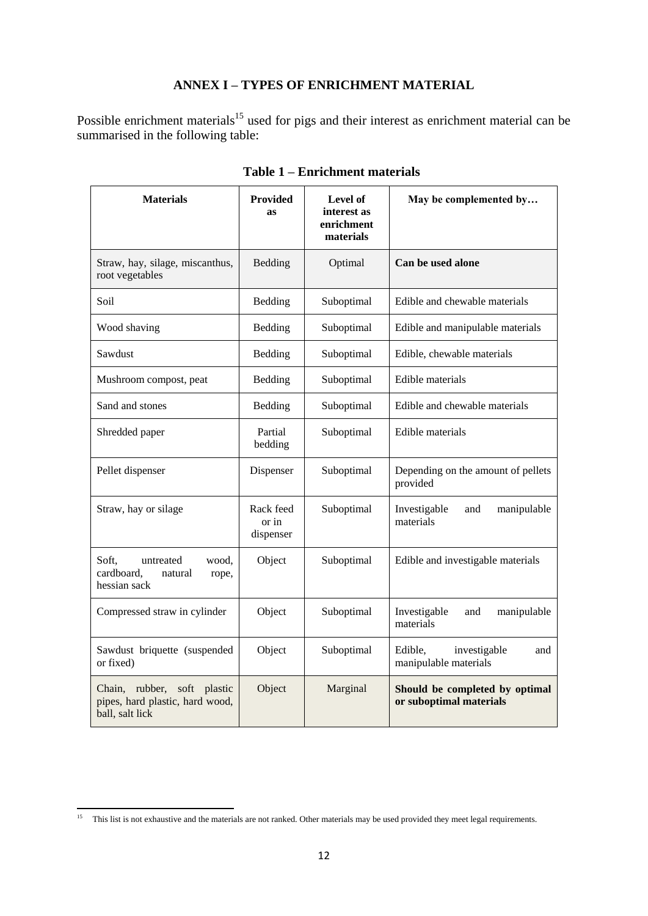# ANNEX I – TYPES OF ENRICHMENT MATERIAL

Possible enrichment materials[15] used for pigs and their interest as enrichment material can be summarised in the following table:

**Table 1 – Enrichment materials**

| Materials | Provided as | Level of interest as enrichment materials | May be complemented by… |
|---|---|---|---|
| Straw, hay, silage, miscanthus, root vegetables | Bedding | Optimal | **Can be used alone** |
| Soil | Bedding | Suboptimal | Edible and chewable materials |
| Wood shaving | Bedding | Suboptimal | Edible and manipulable materials |
| Sawdust | Bedding | Suboptimal | Edible, chewable materials |
| Mushroom compost, peat | Bedding | Suboptimal | Edible materials |
| Sand and stones | Bedding | Suboptimal | Edible and chewable materials |
| Shredded paper | Partial bedding | Suboptimal | Edible materials |
| Pellet dispenser | Dispenser | Suboptimal | Depending on the amount of pellets provided |
| Straw, hay or silage | Rack feed or in dispenser | Suboptimal | Investigable and manipulable materials |
| Soft, untreated wood, cardboard, natural rope, hessian sack | Object | Suboptimal | Edible and investigable materials |
| Compressed straw in cylinder | Object | Suboptimal | Investigable and manipulable materials |
| Sawdust briquette (suspended or fixed) | Object | Suboptimal | Edible, investigable and manipulable materials |
| Chain, rubber, soft plastic pipes, hard plastic, hard wood, ball, salt lick | Object | Marginal | **Should be completed by optimal or suboptimal materials** |

---

[15] This list is not exhaustive and the materials are not ranked. Other materials may be used provided they meet legal requirements.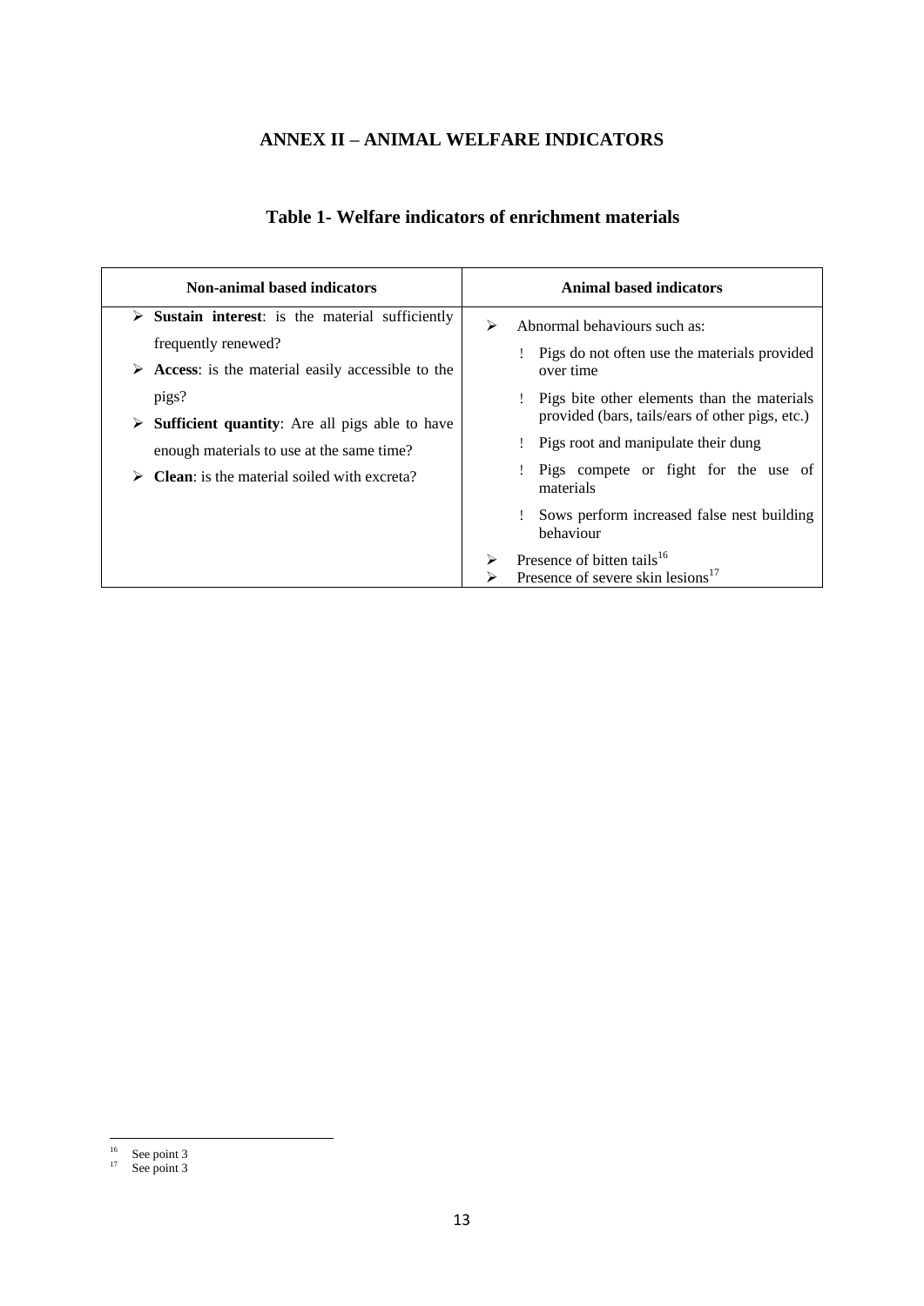## ANNEX II – ANIMAL WELFARE INDICATORS

### Table 1- Welfare indicators of enrichment materials

| Non-animal based indicators | Animal based indicators |
|---|---|
| ➢ **Sustain interest**: is the material sufficiently frequently renewed?<br>➢ **Access**: is the material easily accessible to the pigs?<br>➢ **Sufficient quantity**: Are all pigs able to have enough materials to use at the same time?<br>➢ **Clean**: is the material soiled with excreta? | ➢ Abnormal behaviours such as:<br>! Pigs do not often use the materials provided over time<br>! Pigs bite other elements than the materials provided (bars, tails/ears of other pigs, etc.)<br>! Pigs root and manipulate their dung<br>! Pigs compete or fight for the use of materials<br>! Sows perform increased false nest building behaviour<br>➢ Presence of bitten tails[16]<br>➢ Presence of severe skin lesions[17] |

[16] See point 3
[17] See point 3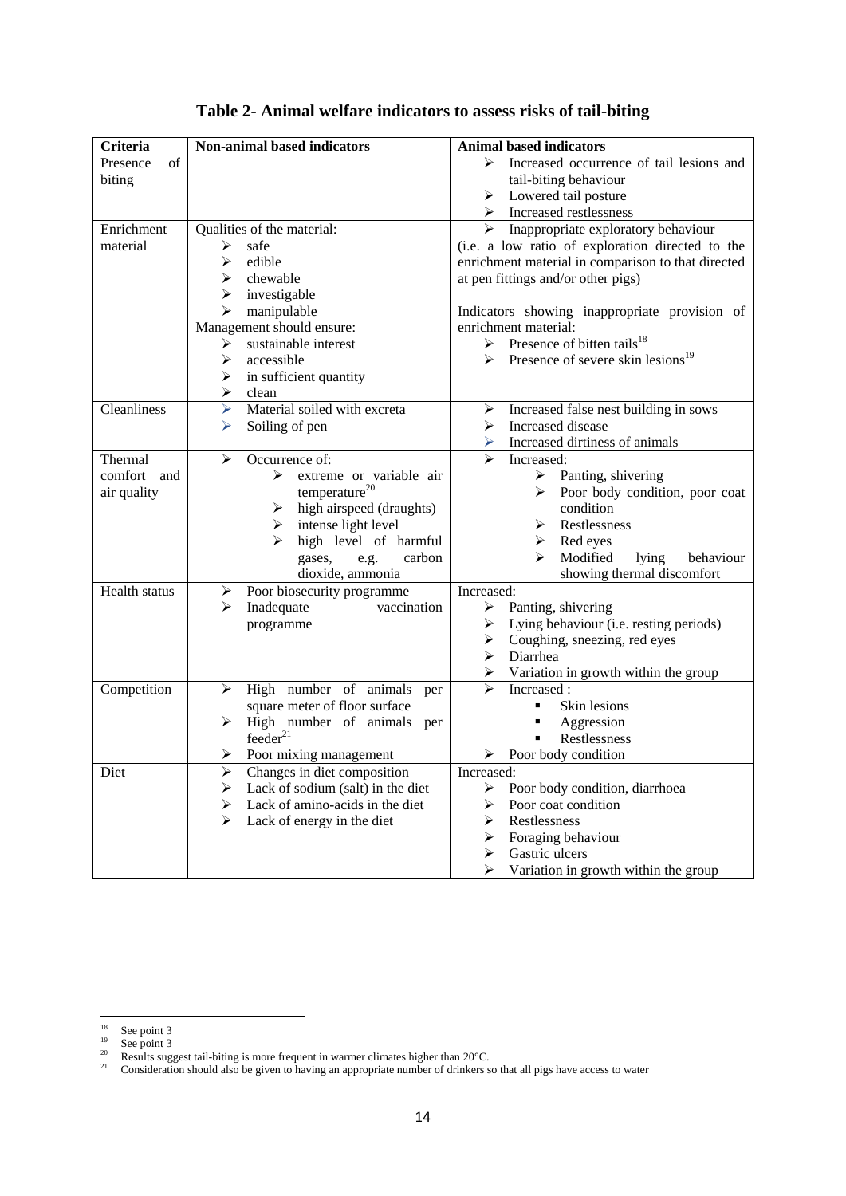**Table 2- Animal welfare indicators to assess risks of tail-biting**

| Criteria | Non-animal based indicators | Animal based indicators |
|---|---|---|
| Presence of biting | | ➢ Increased occurrence of tail lesions and tail-biting behaviour<br>➢ Lowered tail posture<br>➢ Increased restlessness |
| Enrichment material | Qualities of the material:<br>➢ safe<br>➢ edible<br>➢ chewable<br>➢ investigable<br>➢ manipulable<br>Management should ensure:<br>➢ sustainable interest<br>➢ accessible<br>➢ in sufficient quantity<br>➢ clean | ➢ Inappropriate exploratory behaviour (i.e. a low ratio of exploration directed to the enrichment material in comparison to that directed at pen fittings and/or other pigs)<br><br>Indicators showing inappropriate provision of enrichment material:<br>➢ Presence of bitten tails[18]<br>➢ Presence of severe skin lesions[19] |
| Cleanliness | ➢ Material soiled with excreta<br>➢ Soiling of pen | ➢ Increased false nest building in sows<br>➢ Increased disease<br>➢ Increased dirtiness of animals |
| Thermal comfort and air quality | ➢ Occurrence of:<br>➢ extreme or variable air temperature[20]<br>➢ high airspeed (draughts)<br>➢ intense light level<br>➢ high level of harmful gases, e.g. carbon dioxide, ammonia | ➢ Increased:<br>➢ Panting, shivering<br>➢ Poor body condition, poor coat condition<br>➢ Restlessness<br>➢ Red eyes<br>➢ Modified lying behaviour showing thermal discomfort |
| Health status | ➢ Poor biosecurity programme<br>➢ Inadequate vaccination programme | Increased:<br>➢ Panting, shivering<br>➢ Lying behaviour (i.e. resting periods)<br>➢ Coughing, sneezing, red eyes<br>➢ Diarrhea<br>➢ Variation in growth within the group |
| Competition | ➢ High number of animals per square meter of floor surface<br>➢ High number of animals per feeder[21]<br>➢ Poor mixing management | ➢ Increased :<br>▪ Skin lesions<br>▪ Aggression<br>▪ Restlessness<br>➢ Poor body condition |
| Diet | ➢ Changes in diet composition<br>➢ Lack of sodium (salt) in the diet<br>➢ Lack of amino-acids in the diet<br>➢ Lack of energy in the diet | Increased:<br>➢ Poor body condition, diarrhoea<br>➢ Poor coat condition<br>➢ Restlessness<br>➢ Foraging behaviour<br>➢ Gastric ulcers<br>➢ Variation in growth within the group |

---

[18] See point 3

[19] See point 3

[20] Results suggest tail-biting is more frequent in warmer climates higher than 20°C.

[21] Consideration should also be given to having an appropriate number of drinkers so that all pigs have access to water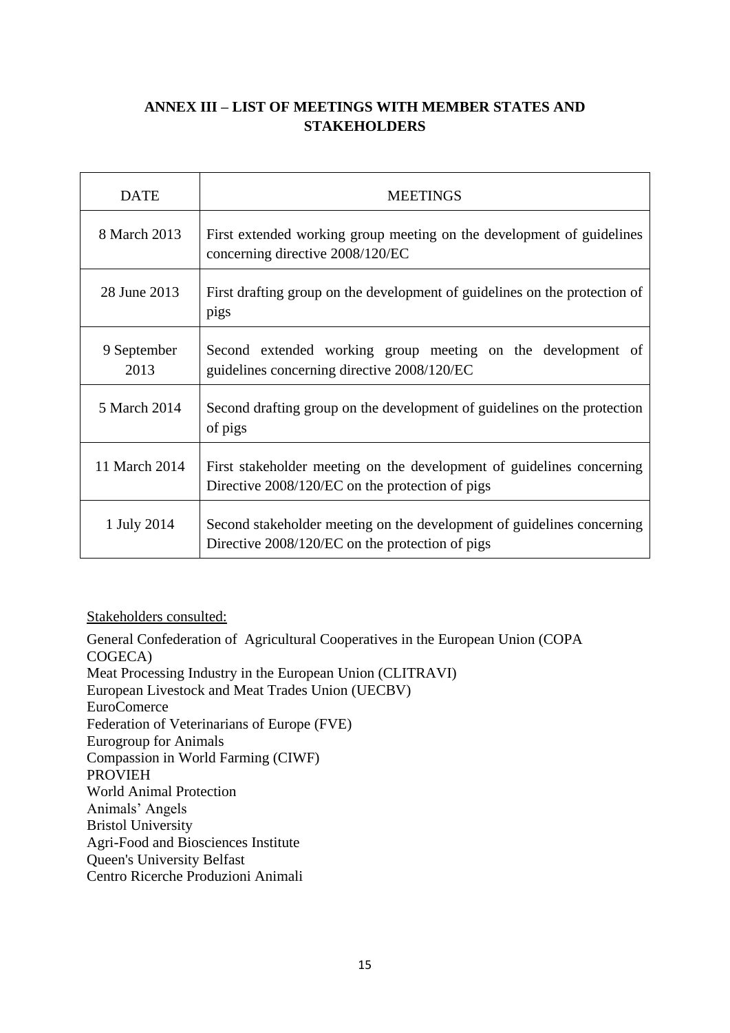## ANNEX III – LIST OF MEETINGS WITH MEMBER STATES AND STAKEHOLDERS

| DATE | MEETINGS |
|---|---|
| 8 March 2013 | First extended working group meeting on the development of guidelines concerning directive 2008/120/EC |
| 28 June 2013 | First drafting group on the development of guidelines on the protection of pigs |
| 9 September 2013 | Second extended working group meeting on the development of guidelines concerning directive 2008/120/EC |
| 5 March 2014 | Second drafting group on the development of guidelines on the protection of pigs |
| 11 March 2014 | First stakeholder meeting on the development of guidelines concerning Directive 2008/120/EC on the protection of pigs |
| 1 July 2014 | Second stakeholder meeting on the development of guidelines concerning Directive 2008/120/EC on the protection of pigs |

<u>Stakeholders consulted:</u>

General Confederation of Agricultural Cooperatives in the European Union (COPA COGECA)
Meat Processing Industry in the European Union (CLITRAVI)
European Livestock and Meat Trades Union (UECBV)
EuroComerce
Federation of Veterinarians of Europe (FVE)
Eurogroup for Animals
Compassion in World Farming (CIWF)
PROVIEH
World Animal Protection
Animals' Angels
Bristol University
Agri-Food and Biosciences Institute
Queen's University Belfast
Centro Ricerche Produzioni Animali